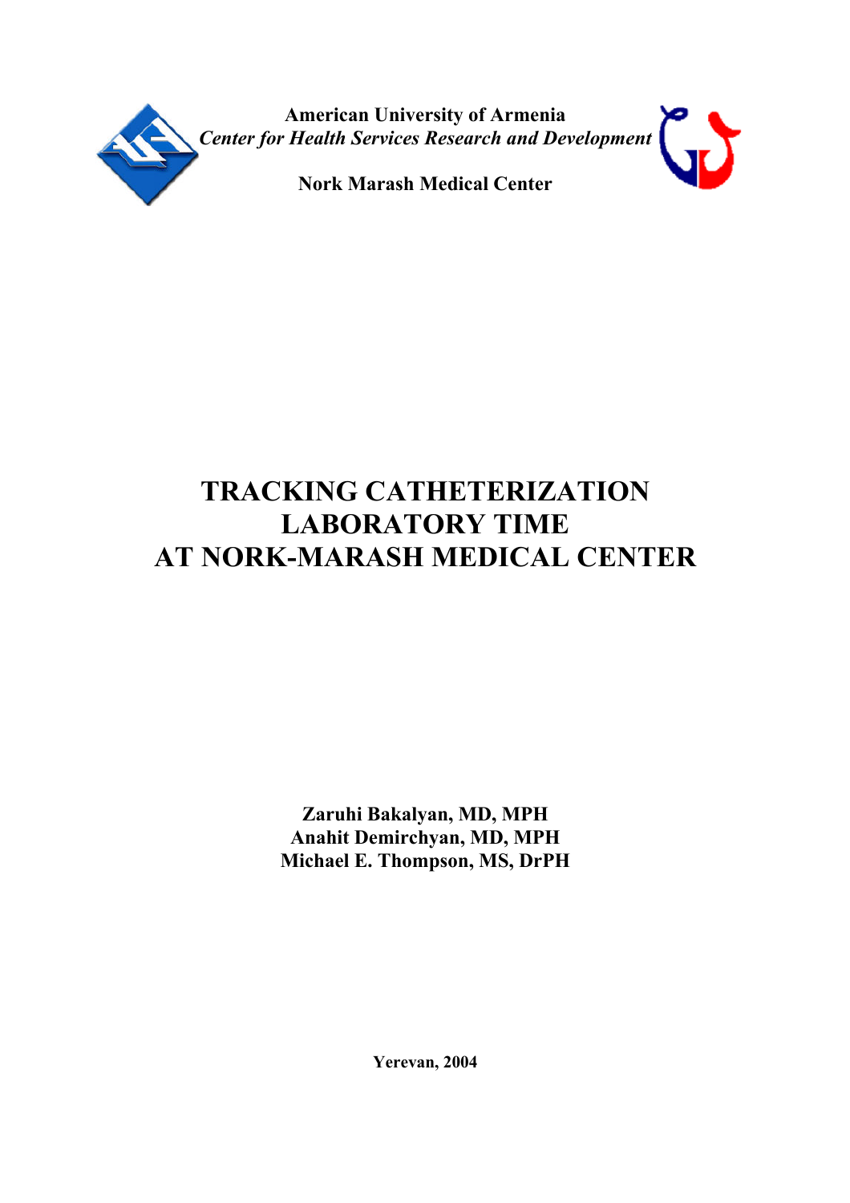**American University of Armenia**

***Center for Health Services Research and Development***

**Nork Marash Medical Center**

# TRACKING CATHETERIZATION LABORATORY TIME AT NORK-MARASH MEDICAL CENTER

**Zaruhi Bakalyan, MD, MPH**
**Anahit Demirchyan, MD, MPH**
**Michael E. Thompson, MS, DrPH**

**Yerevan, 2004**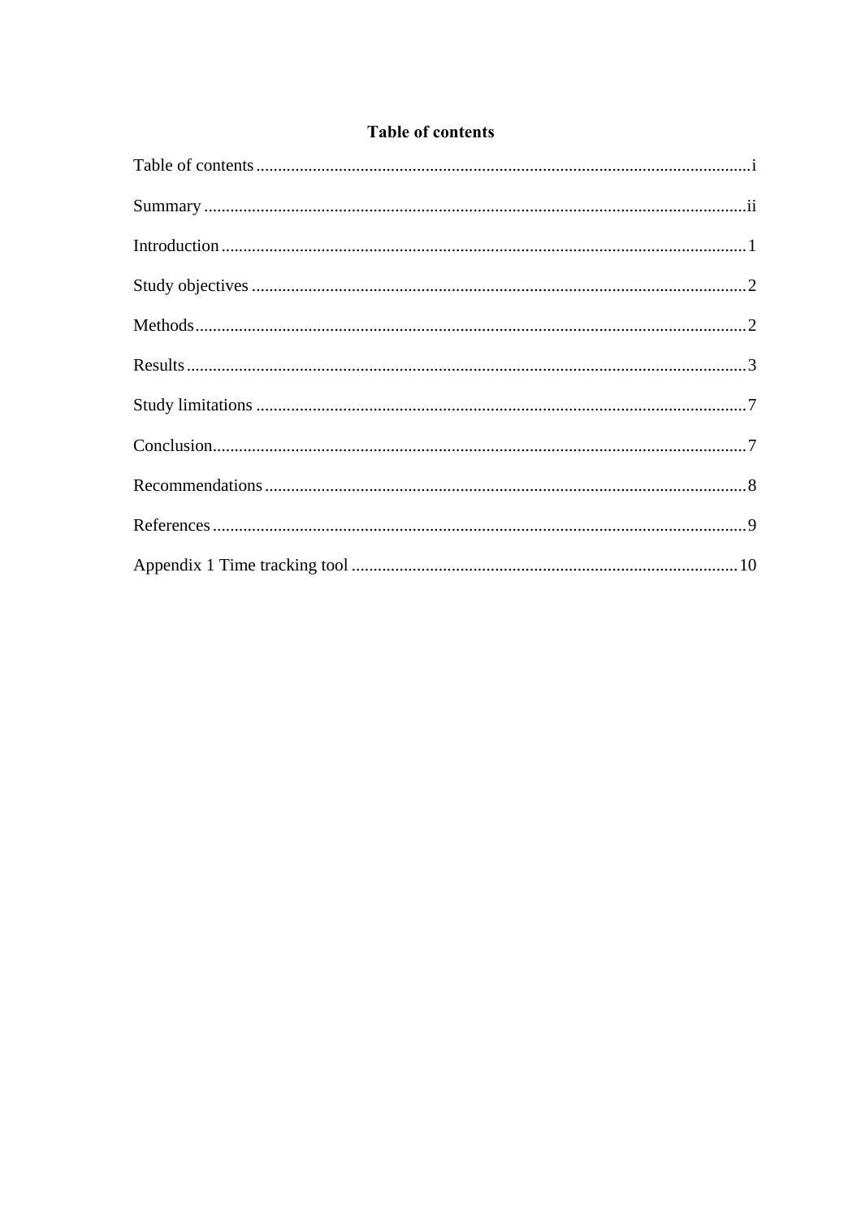## Table of contents

Table of contents ........................................................................................................ i

Summary ..................................................................................................................ii

Introduction ............................................................................................................... 1

Study objectives ........................................................................................................ 2

Methods ..................................................................................................................... 2

Results ....................................................................................................................... 3

Study limitations ....................................................................................................... 7

Conclusion................................................................................................................. 7

Recommendations ..................................................................................................... 8

References ................................................................................................................. 9

Appendix 1 Time tracking tool ............................................................................... 10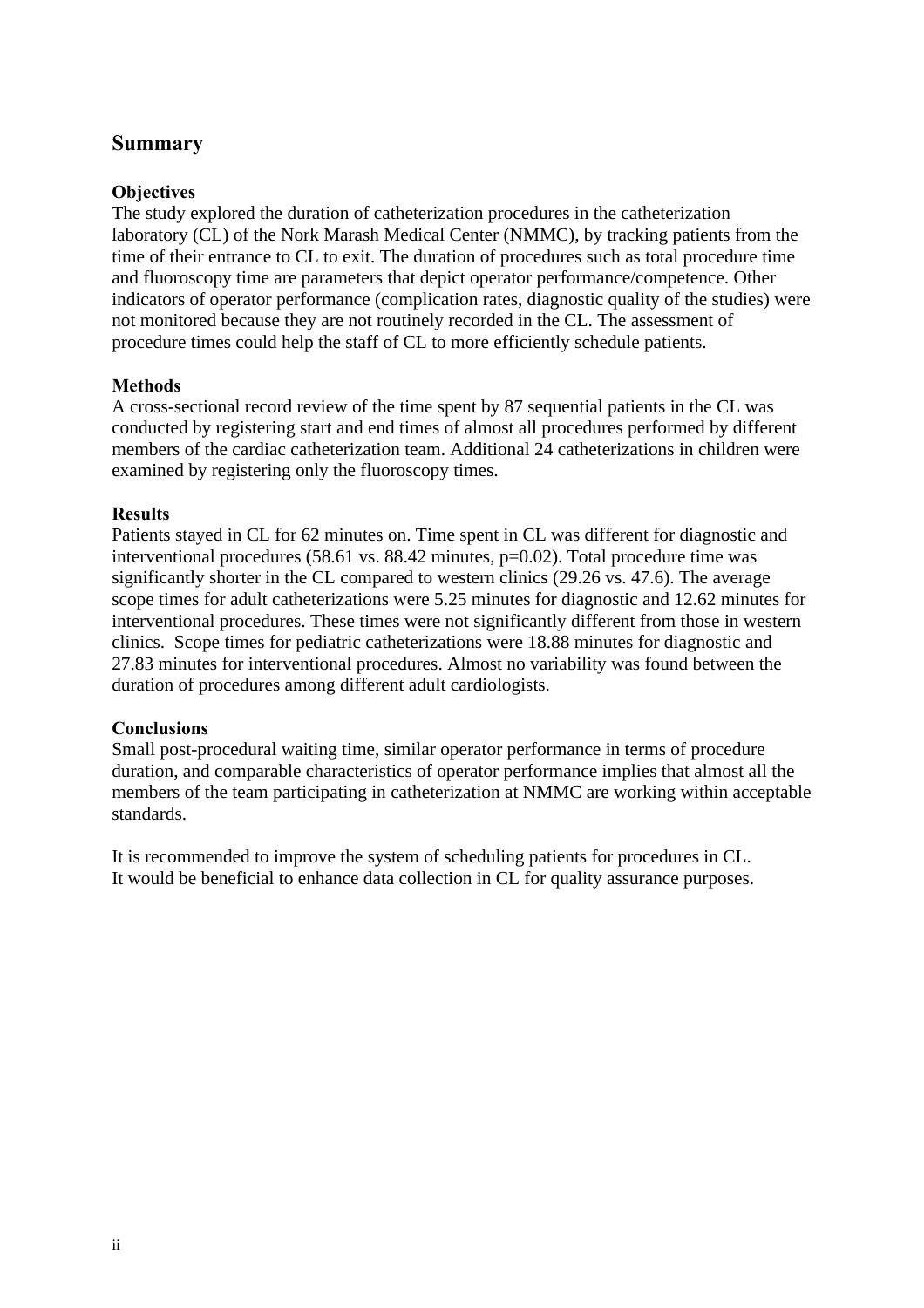## Summary

### Objectives

The study explored the duration of catheterization procedures in the catheterization laboratory (CL) of the Nork Marash Medical Center (NMMC), by tracking patients from the time of their entrance to CL to exit. The duration of procedures such as total procedure time and fluoroscopy time are parameters that depict operator performance/competence. Other indicators of operator performance (complication rates, diagnostic quality of the studies) were not monitored because they are not routinely recorded in the CL. The assessment of procedure times could help the staff of CL to more efficiently schedule patients.

### Methods

A cross-sectional record review of the time spent by 87 sequential patients in the CL was conducted by registering start and end times of almost all procedures performed by different members of the cardiac catheterization team. Additional 24 catheterizations in children were examined by registering only the fluoroscopy times.

### Results

Patients stayed in CL for 62 minutes on. Time spent in CL was different for diagnostic and interventional procedures (58.61 vs. 88.42 minutes, $p=0.02$). Total procedure time was significantly shorter in the CL compared to western clinics (29.26 vs. 47.6). The average scope times for adult catheterizations were 5.25 minutes for diagnostic and 12.62 minutes for interventional procedures. These times were not significantly different from those in western clinics. Scope times for pediatric catheterizations were 18.88 minutes for diagnostic and 27.83 minutes for interventional procedures. Almost no variability was found between the duration of procedures among different adult cardiologists.

### Conclusions

Small post-procedural waiting time, similar operator performance in terms of procedure duration, and comparable characteristics of operator performance implies that almost all the members of the team participating in catheterization at NMMC are working within acceptable standards.

It is recommended to improve the system of scheduling patients for procedures in CL.
It would be beneficial to enhance data collection in CL for quality assurance purposes.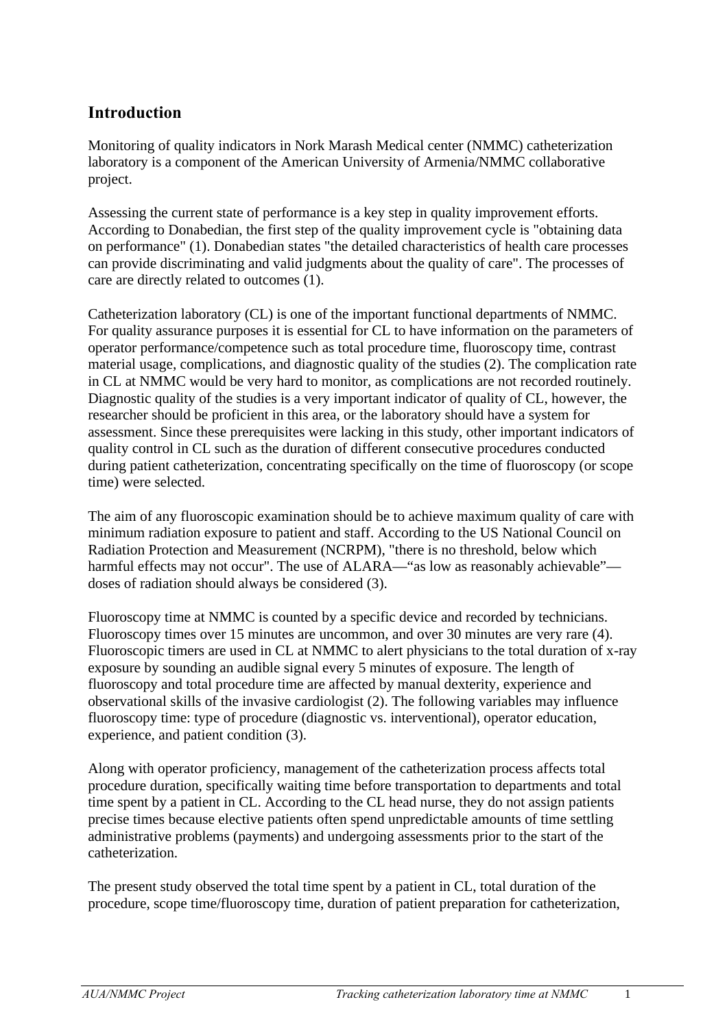## Introduction

Monitoring of quality indicators in Nork Marash Medical center (NMMC) catheterization laboratory is a component of the American University of Armenia/NMMC collaborative project.

Assessing the current state of performance is a key step in quality improvement efforts. According to Donabedian, the first step of the quality improvement cycle is "obtaining data on performance" (1). Donabedian states "the detailed characteristics of health care processes can provide discriminating and valid judgments about the quality of care". The processes of care are directly related to outcomes (1).

Catheterization laboratory (CL) is one of the important functional departments of NMMC. For quality assurance purposes it is essential for CL to have information on the parameters of operator performance/competence such as total procedure time, fluoroscopy time, contrast material usage, complications, and diagnostic quality of the studies (2). The complication rate in CL at NMMC would be very hard to monitor, as complications are not recorded routinely. Diagnostic quality of the studies is a very important indicator of quality of CL, however, the researcher should be proficient in this area, or the laboratory should have a system for assessment. Since these prerequisites were lacking in this study, other important indicators of quality control in CL such as the duration of different consecutive procedures conducted during patient catheterization, concentrating specifically on the time of fluoroscopy (or scope time) were selected.

The aim of any fluoroscopic examination should be to achieve maximum quality of care with minimum radiation exposure to patient and staff. According to the US National Council on Radiation Protection and Measurement (NCRPM), "there is no threshold, below which harmful effects may not occur". The use of ALARA—"as low as reasonably achievable"—doses of radiation should always be considered (3).

Fluoroscopy time at NMMC is counted by a specific device and recorded by technicians. Fluoroscopy times over 15 minutes are uncommon, and over 30 minutes are very rare (4). Fluoroscopic timers are used in CL at NMMC to alert physicians to the total duration of x-ray exposure by sounding an audible signal every 5 minutes of exposure. The length of fluoroscopy and total procedure time are affected by manual dexterity, experience and observational skills of the invasive cardiologist (2). The following variables may influence fluoroscopy time: type of procedure (diagnostic vs. interventional), operator education, experience, and patient condition (3).

Along with operator proficiency, management of the catheterization process affects total procedure duration, specifically waiting time before transportation to departments and total time spent by a patient in CL. According to the CL head nurse, they do not assign patients precise times because elective patients often spend unpredictable amounts of time settling administrative problems (payments) and undergoing assessments prior to the start of the catheterization.

The present study observed the total time spent by a patient in CL, total duration of the procedure, scope time/fluoroscopy time, duration of patient preparation for catheterization,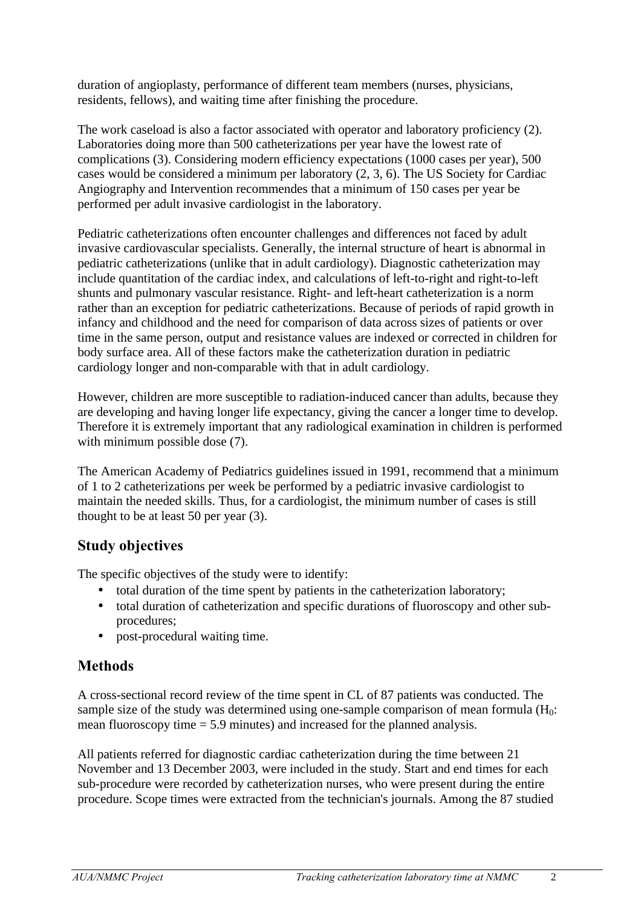duration of angioplasty, performance of different team members (nurses, physicians, residents, fellows), and waiting time after finishing the procedure.

The work caseload is also a factor associated with operator and laboratory proficiency (2). Laboratories doing more than 500 catheterizations per year have the lowest rate of complications (3). Considering modern efficiency expectations (1000 cases per year), 500 cases would be considered a minimum per laboratory (2, 3, 6). The US Society for Cardiac Angiography and Intervention recommendes that a minimum of 150 cases per year be performed per adult invasive cardiologist in the laboratory.

Pediatric catheterizations often encounter challenges and differences not faced by adult invasive cardiovascular specialists. Generally, the internal structure of heart is abnormal in pediatric catheterizations (unlike that in adult cardiology). Diagnostic catheterization may include quantitation of the cardiac index, and calculations of left-to-right and right-to-left shunts and pulmonary vascular resistance. Right- and left-heart catheterization is a norm rather than an exception for pediatric catheterizations. Because of periods of rapid growth in infancy and childhood and the need for comparison of data across sizes of patients or over time in the same person, output and resistance values are indexed or corrected in children for body surface area. All of these factors make the catheterization duration in pediatric cardiology longer and non-comparable with that in adult cardiology.

However, children are more susceptible to radiation-induced cancer than adults, because they are developing and having longer life expectancy, giving the cancer a longer time to develop. Therefore it is extremely important that any radiological examination in children is performed with minimum possible dose (7).

The American Academy of Pediatrics guidelines issued in 1991, recommend that a minimum of 1 to 2 catheterizations per week be performed by a pediatric invasive cardiologist to maintain the needed skills. Thus, for a cardiologist, the minimum number of cases is still thought to be at least 50 per year (3).

## Study objectives

The specific objectives of the study were to identify:

- total duration of the time spent by patients in the catheterization laboratory;
- total duration of catheterization and specific durations of fluoroscopy and other sub-procedures;
- post-procedural waiting time.

## Methods

A cross-sectional record review of the time spent in CL of 87 patients was conducted. The sample size of the study was determined using one-sample comparison of mean formula ($H_0$: mean fluoroscopy time = 5.9 minutes) and increased for the planned analysis.

All patients referred for diagnostic cardiac catheterization during the time between 21 November and 13 December 2003, were included in the study. Start and end times for each sub-procedure were recorded by catheterization nurses, who were present during the entire procedure. Scope times were extracted from the technician's journals. Among the 87 studied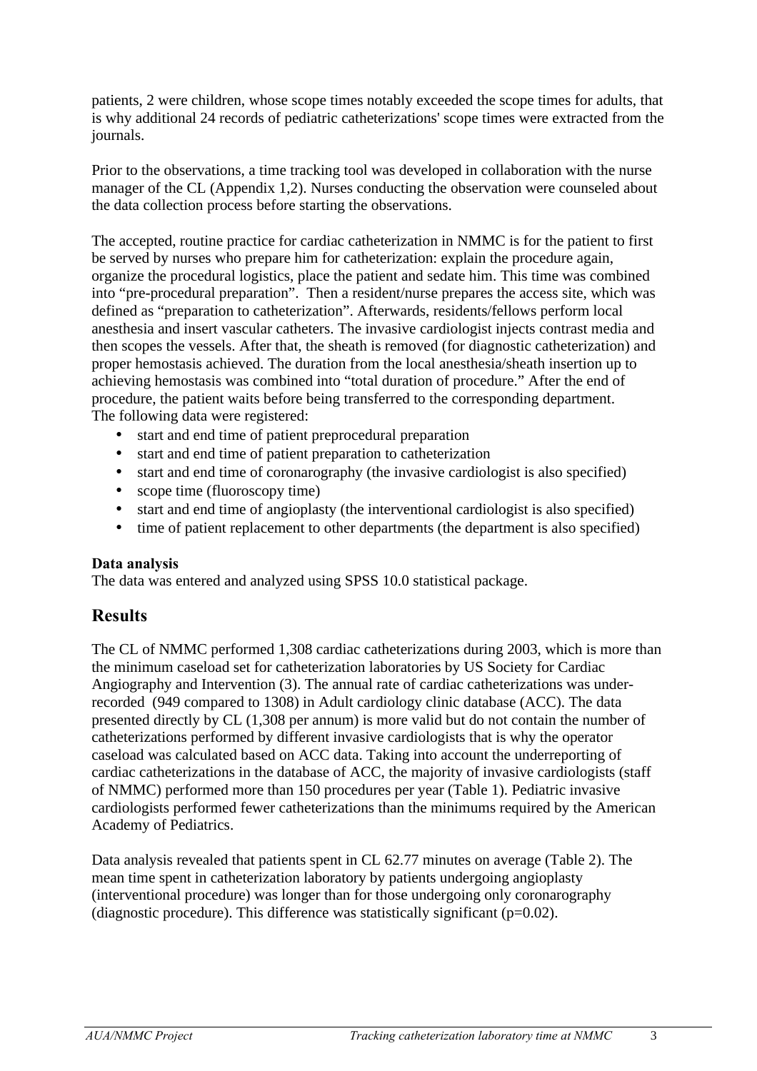patients, 2 were children, whose scope times notably exceeded the scope times for adults, that is why additional 24 records of pediatric catheterizations' scope times were extracted from the journals.

Prior to the observations, a time tracking tool was developed in collaboration with the nurse manager of the CL (Appendix 1,2). Nurses conducting the observation were counseled about the data collection process before starting the observations.

The accepted, routine practice for cardiac catheterization in NMMC is for the patient to first be served by nurses who prepare him for catheterization: explain the procedure again, organize the procedural logistics, place the patient and sedate him. This time was combined into "pre-procedural preparation". Then a resident/nurse prepares the access site, which was defined as "preparation to catheterization". Afterwards, residents/fellows perform local anesthesia and insert vascular catheters. The invasive cardiologist injects contrast media and then scopes the vessels. After that, the sheath is removed (for diagnostic catheterization) and proper hemostasis achieved. The duration from the local anesthesia/sheath insertion up to achieving hemostasis was combined into "total duration of procedure." After the end of procedure, the patient waits before being transferred to the corresponding department.
The following data were registered:

- start and end time of patient preprocedural preparation
- start and end time of patient preparation to catheterization
- start and end time of coronarography (the invasive cardiologist is also specified)
- scope time (fluoroscopy time)
- start and end time of angioplasty (the interventional cardiologist is also specified)
- time of patient replacement to other departments (the department is also specified)

**Data analysis**
The data was entered and analyzed using SPSS 10.0 statistical package.

## Results

The CL of NMMC performed 1,308 cardiac catheterizations during 2003, which is more than the minimum caseload set for catheterization laboratories by US Society for Cardiac Angiography and Intervention (3). The annual rate of cardiac catheterizations was under-recorded (949 compared to 1308) in Adult cardiology clinic database (ACC). The data presented directly by CL (1,308 per annum) is more valid but do not contain the number of catheterizations performed by different invasive cardiologists that is why the operator caseload was calculated based on ACC data. Taking into account the underreporting of cardiac catheterizations in the database of ACC, the majority of invasive cardiologists (staff of NMMC) performed more than 150 procedures per year (Table 1). Pediatric invasive cardiologists performed fewer catheterizations than the minimums required by the American Academy of Pediatrics.

Data analysis revealed that patients spent in CL 62.77 minutes on average (Table 2). The mean time spent in catheterization laboratory by patients undergoing angioplasty (interventional procedure) was longer than for those undergoing only coronarography (diagnostic procedure). This difference was statistically significant ($p=0.02$).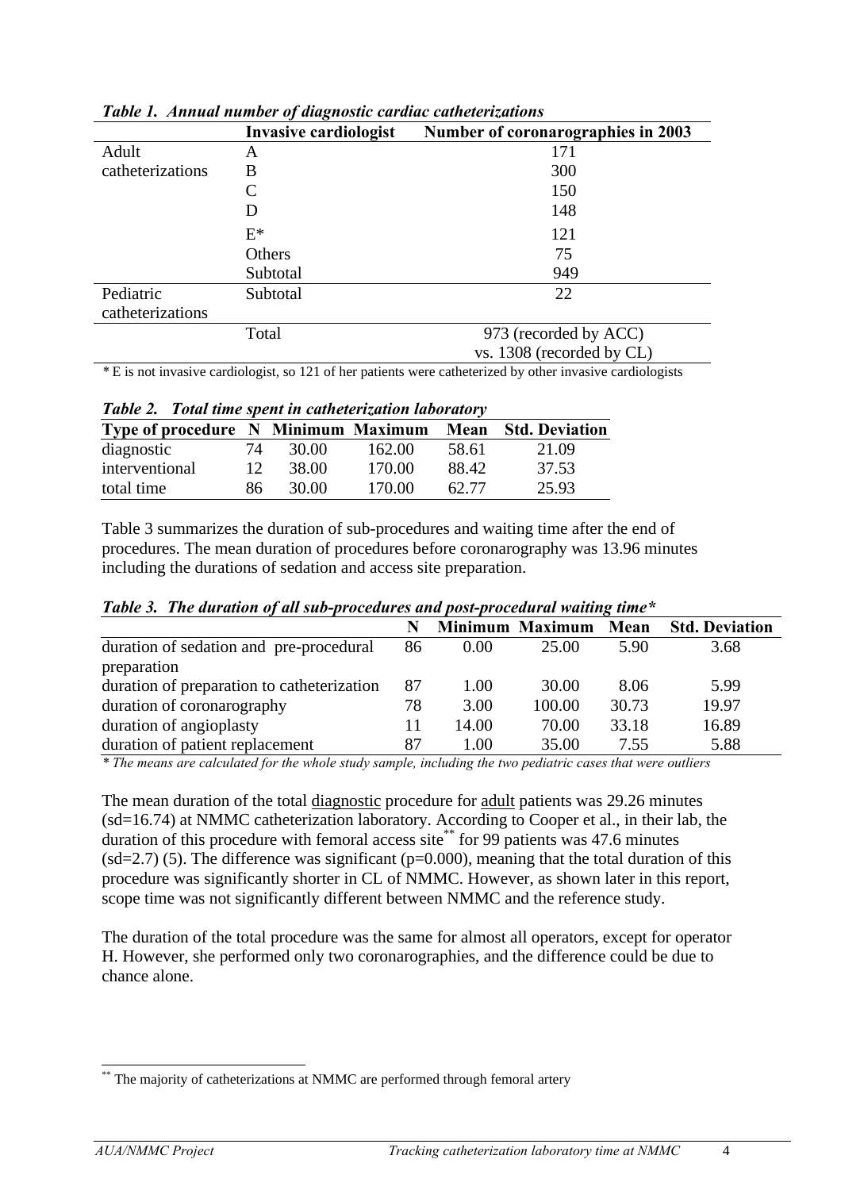***Table 1. Annual number of diagnostic cardiac catheterizations***

| | Invasive cardiologist | Number of coronarographies in 2003 |
|---|---|---|
| Adult catheterizations | A | 171 |
| | B | 300 |
| | C | 150 |
| | D | 148 |
| | E* | 121 |
| | Others | 75 |
| | Subtotal | 949 |
| Pediatric catheterizations | Subtotal | 22 |
| | Total | 973 (recorded by ACC) vs. 1308 (recorded by CL) |

* E is not invasive cardiologist, so 121 of her patients were catheterized by other invasive cardiologists

***Table 2. Total time spent in catheterization laboratory***

| Type of procedure | N | Minimum | Maximum | Mean | Std. Deviation |
|---|---|---|---|---|---|
| diagnostic | 74 | 30.00 | 162.00 | 58.61 | 21.09 |
| interventional | 12 | 38.00 | 170.00 | 88.42 | 37.53 |
| total time | 86 | 30.00 | 170.00 | 62.77 | 25.93 |

Table 3 summarizes the duration of sub-procedures and waiting time after the end of procedures. The mean duration of procedures before coronarography was 13.96 minutes including the durations of sedation and access site preparation.

***Table 3. The duration of all sub-procedures and post-procedural waiting time****

| | N | Minimum | Maximum | Mean | Std. Deviation |
|---|---|---|---|---|---|
| duration of sedation and pre-procedural preparation | 86 | 0.00 | 25.00 | 5.90 | 3.68 |
| duration of preparation to catheterization | 87 | 1.00 | 30.00 | 8.06 | 5.99 |
| duration of coronarography | 78 | 3.00 | 100.00 | 30.73 | 19.97 |
| duration of angioplasty | 11 | 14.00 | 70.00 | 33.18 | 16.89 |
| duration of patient replacement | 87 | 1.00 | 35.00 | 7.55 | 5.88 |

*\* The means are calculated for the whole study sample, including the two pediatric cases that were outliers*

The mean duration of the total diagnostic procedure for adult patients was 29.26 minutes (sd=16.74) at NMMC catheterization laboratory. According to Cooper et al., in their lab, the duration of this procedure with femoral access site** for 99 patients was 47.6 minutes (sd=2.7) (5). The difference was significant (p=0.000), meaning that the total duration of this procedure was significantly shorter in CL of NMMC. However, as shown later in this report, scope time was not significantly different between NMMC and the reference study.

The duration of the total procedure was the same for almost all operators, except for operator H. However, she performed only two coronarographies, and the difference could be due to chance alone.

** The majority of catheterizations at NMMC are performed through femoral artery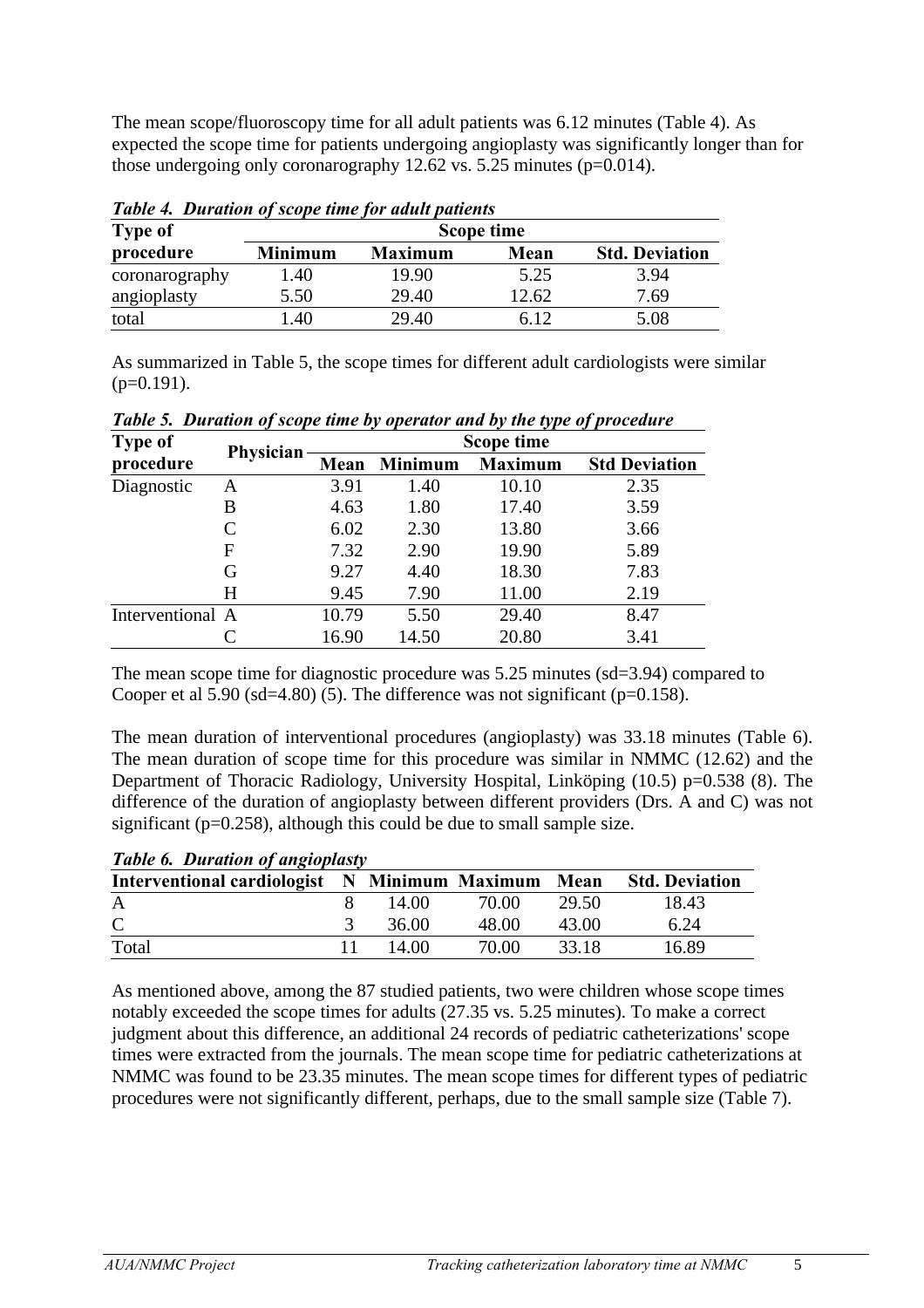The mean scope/fluoroscopy time for all adult patients was 6.12 minutes (Table 4). As expected the scope time for patients undergoing angioplasty was significantly longer than for those undergoing only coronarography 12.62 vs. 5.25 minutes (p=0.014).

***Table 4. Duration of scope time for adult patients***

| Type of procedure | Scope time | | | |
|---|---|---|---|---|
| | **Minimum** | **Maximum** | **Mean** | **Std. Deviation** |
| coronarography | 1.40 | 19.90 | 5.25 | 3.94 |
| angioplasty | 5.50 | 29.40 | 12.62 | 7.69 |
| total | 1.40 | 29.40 | 6.12 | 5.08 |

As summarized in Table 5, the scope times for different adult cardiologists were similar (p=0.191).

***Table 5. Duration of scope time by operator and by the type of procedure***

| Type of procedure | Physician | Scope time | | | |
|---|---|---|---|---|---|
| | | **Mean** | **Minimum** | **Maximum** | **Std Deviation** |
| Diagnostic | A | 3.91 | 1.40 | 10.10 | 2.35 |
| | B | 4.63 | 1.80 | 17.40 | 3.59 |
| | C | 6.02 | 2.30 | 13.80 | 3.66 |
| | F | 7.32 | 2.90 | 19.90 | 5.89 |
| | G | 9.27 | 4.40 | 18.30 | 7.83 |
| | H | 9.45 | 7.90 | 11.00 | 2.19 |
| Interventional | A | 10.79 | 5.50 | 29.40 | 8.47 |
| | C | 16.90 | 14.50 | 20.80 | 3.41 |

The mean scope time for diagnostic procedure was 5.25 minutes (sd=3.94) compared to Cooper et al 5.90 (sd=4.80) (5). The difference was not significant (p=0.158).

The mean duration of interventional procedures (angioplasty) was 33.18 minutes (Table 6). The mean duration of scope time for this procedure was similar in NMMC (12.62) and the Department of Thoracic Radiology, University Hospital, Linköping (10.5) p=0.538 (8). The difference of the duration of angioplasty between different providers (Drs. A and C) was not significant (p=0.258), although this could be due to small sample size.

***Table 6. Duration of angioplasty***

| Interventional cardiologist | N | Minimum | Maximum | Mean | Std. Deviation |
|---|---|---|---|---|---|
| A | 8 | 14.00 | 70.00 | 29.50 | 18.43 |
| C | 3 | 36.00 | 48.00 | 43.00 | 6.24 |
| Total | 11 | 14.00 | 70.00 | 33.18 | 16.89 |

As mentioned above, among the 87 studied patients, two were children whose scope times notably exceeded the scope times for adults (27.35 vs. 5.25 minutes). To make a correct judgment about this difference, an additional 24 records of pediatric catheterizations' scope times were extracted from the journals. The mean scope time for pediatric catheterizations at NMMC was found to be 23.35 minutes. The mean scope times for different types of pediatric procedures were not significantly different, perhaps, due to the small sample size (Table 7).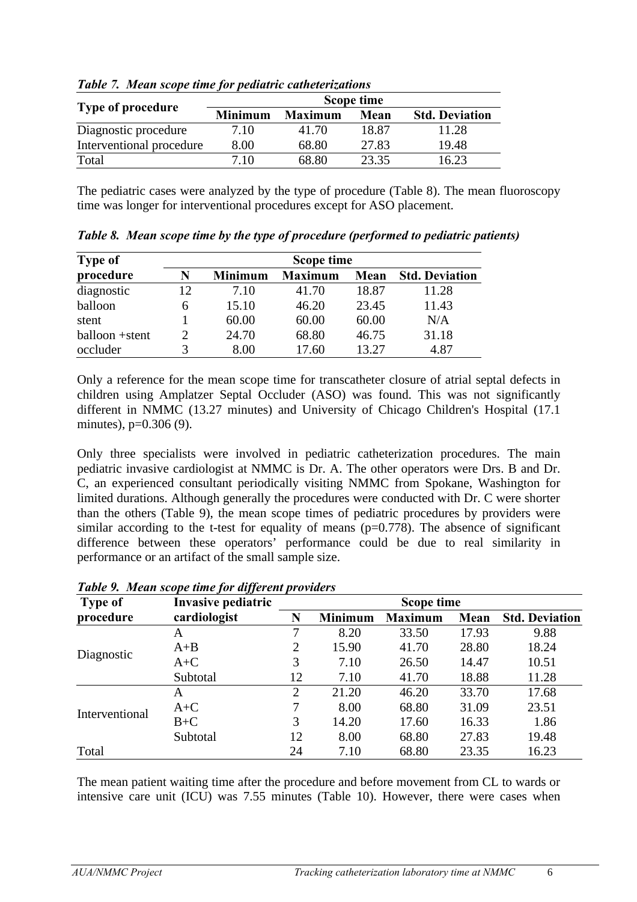*Table 7. Mean scope time for pediatric catheterizations*

| Type of procedure | Scope time | | | |
|---|---|---|---|---|
| | Minimum | Maximum | Mean | Std. Deviation |
| Diagnostic procedure | 7.10 | 41.70 | 18.87 | 11.28 |
| Interventional procedure | 8.00 | 68.80 | 27.83 | 19.48 |
| Total | 7.10 | 68.80 | 23.35 | 16.23 |

The pediatric cases were analyzed by the type of procedure (Table 8). The mean fluoroscopy time was longer for interventional procedures except for ASO placement.

*Table 8. Mean scope time by the type of procedure (performed to pediatric patients)*

| Type of procedure | Scope time | | | | |
|---|---|---|---|---|---|
| | N | Minimum | Maximum | Mean | Std. Deviation |
| diagnostic | 12 | 7.10 | 41.70 | 18.87 | 11.28 |
| balloon | 6 | 15.10 | 46.20 | 23.45 | 11.43 |
| stent | 1 | 60.00 | 60.00 | 60.00 | N/A |
| balloon +stent | 2 | 24.70 | 68.80 | 46.75 | 31.18 |
| occluder | 3 | 8.00 | 17.60 | 13.27 | 4.87 |

Only a reference for the mean scope time for transcatheter closure of atrial septal defects in children using Amplatzer Septal Occluder (ASO) was found. This was not significantly different in NMMC (13.27 minutes) and University of Chicago Children's Hospital (17.1 minutes), p=0.306 (9).

Only three specialists were involved in pediatric catheterization procedures. The main pediatric invasive cardiologist at NMMC is Dr. A. The other operators were Drs. B and Dr. C, an experienced consultant periodically visiting NMMC from Spokane, Washington for limited durations. Although generally the procedures were conducted with Dr. C were shorter than the others (Table 9), the mean scope times of pediatric procedures by providers were similar according to the t-test for equality of means (p=0.778). The absence of significant difference between these operators' performance could be due to real similarity in performance or an artifact of the small sample size.

*Table 9. Mean scope time for different providers*

| Type of procedure | Invasive pediatric cardiologist | Scope time | | | | |
|---|---|---|---|---|---|---|
| | | N | Minimum | Maximum | Mean | Std. Deviation |
| Diagnostic | A | 7 | 8.20 | 33.50 | 17.93 | 9.88 |
| | A+B | 2 | 15.90 | 41.70 | 28.80 | 18.24 |
| | A+C | 3 | 7.10 | 26.50 | 14.47 | 10.51 |
| | Subtotal | 12 | 7.10 | 41.70 | 18.88 | 11.28 |
| Interventional | A | 2 | 21.20 | 46.20 | 33.70 | 17.68 |
| | A+C | 7 | 8.00 | 68.80 | 31.09 | 23.51 |
| | B+C | 3 | 14.20 | 17.60 | 16.33 | 1.86 |
| | Subtotal | 12 | 8.00 | 68.80 | 27.83 | 19.48 |
| Total | | 24 | 7.10 | 68.80 | 23.35 | 16.23 |

The mean patient waiting time after the procedure and before movement from CL to wards or intensive care unit (ICU) was 7.55 minutes (Table 10). However, there were cases when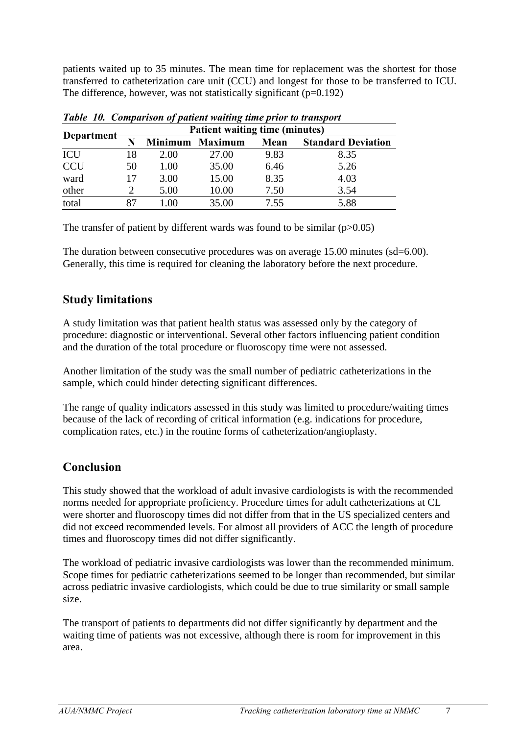patients waited up to 35 minutes. The mean time for replacement was the shortest for those transferred to catheterization care unit (CCU) and longest for those to be transferred to ICU. The difference, however, was not statistically significant (p=0.192)

***Table 10. Comparison of patient waiting time prior to transport***

| Department | Patient waiting time (minutes) | | | | |
|---|---|---|---|---|---|
| | N | Minimum | Maximum | Mean | Standard Deviation |
| ICU | 18 | 2.00 | 27.00 | 9.83 | 8.35 |
| CCU | 50 | 1.00 | 35.00 | 6.46 | 5.26 |
| ward | 17 | 3.00 | 15.00 | 8.35 | 4.03 |
| other | 2 | 5.00 | 10.00 | 7.50 | 3.54 |
| total | 87 | 1.00 | 35.00 | 7.55 | 5.88 |

The transfer of patient by different wards was found to be similar (p>0.05)

The duration between consecutive procedures was on average 15.00 minutes (sd=6.00). Generally, this time is required for cleaning the laboratory before the next procedure.

## Study limitations

A study limitation was that patient health status was assessed only by the category of procedure: diagnostic or interventional. Several other factors influencing patient condition and the duration of the total procedure or fluoroscopy time were not assessed.

Another limitation of the study was the small number of pediatric catheterizations in the sample, which could hinder detecting significant differences.

The range of quality indicators assessed in this study was limited to procedure/waiting times because of the lack of recording of critical information (e.g. indications for procedure, complication rates, etc.) in the routine forms of catheterization/angioplasty.

## Conclusion

This study showed that the workload of adult invasive cardiologists is with the recommended norms needed for appropriate proficiency. Procedure times for adult catheterizations at CL were shorter and fluoroscopy times did not differ from that in the US specialized centers and did not exceed recommended levels. For almost all providers of ACC the length of procedure times and fluoroscopy times did not differ significantly.

The workload of pediatric invasive cardiologists was lower than the recommended minimum. Scope times for pediatric catheterizations seemed to be longer than recommended, but similar across pediatric invasive cardiologists, which could be due to true similarity or small sample size.

The transport of patients to departments did not differ significantly by department and the waiting time of patients was not excessive, although there is room for improvement in this area.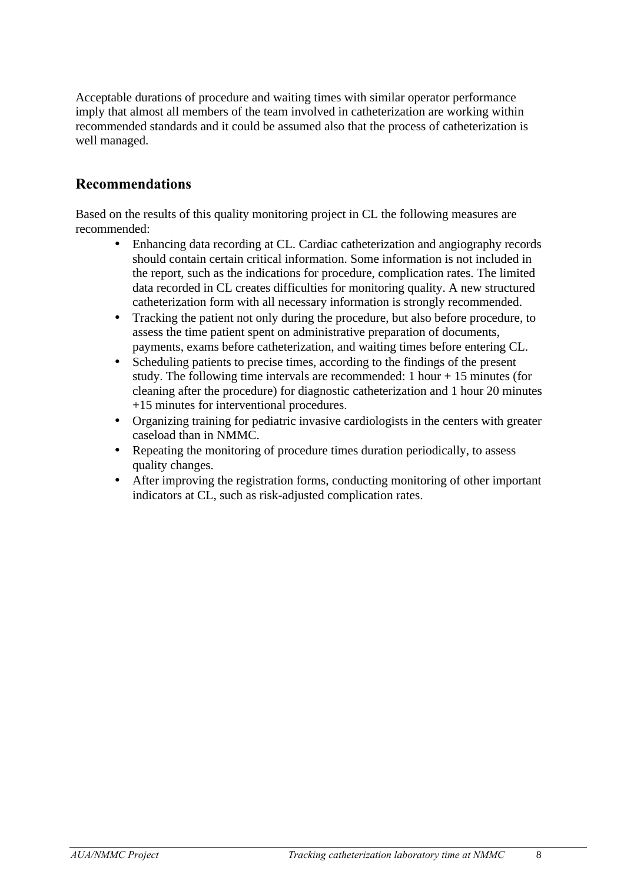Acceptable durations of procedure and waiting times with similar operator performance imply that almost all members of the team involved in catheterization are working within recommended standards and it could be assumed also that the process of catheterization is well managed.

## Recommendations

Based on the results of this quality monitoring project in CL the following measures are recommended:

- Enhancing data recording at CL. Cardiac catheterization and angiography records should contain certain critical information. Some information is not included in the report, such as the indications for procedure, complication rates. The limited data recorded in CL creates difficulties for monitoring quality. A new structured catheterization form with all necessary information is strongly recommended.
- Tracking the patient not only during the procedure, but also before procedure, to assess the time patient spent on administrative preparation of documents, payments, exams before catheterization, and waiting times before entering CL.
- Scheduling patients to precise times, according to the findings of the present study. The following time intervals are recommended: 1 hour + 15 minutes (for cleaning after the procedure) for diagnostic catheterization and 1 hour 20 minutes +15 minutes for interventional procedures.
- Organizing training for pediatric invasive cardiologists in the centers with greater caseload than in NMMC.
- Repeating the monitoring of procedure times duration periodically, to assess quality changes.
- After improving the registration forms, conducting monitoring of other important indicators at CL, such as risk-adjusted complication rates.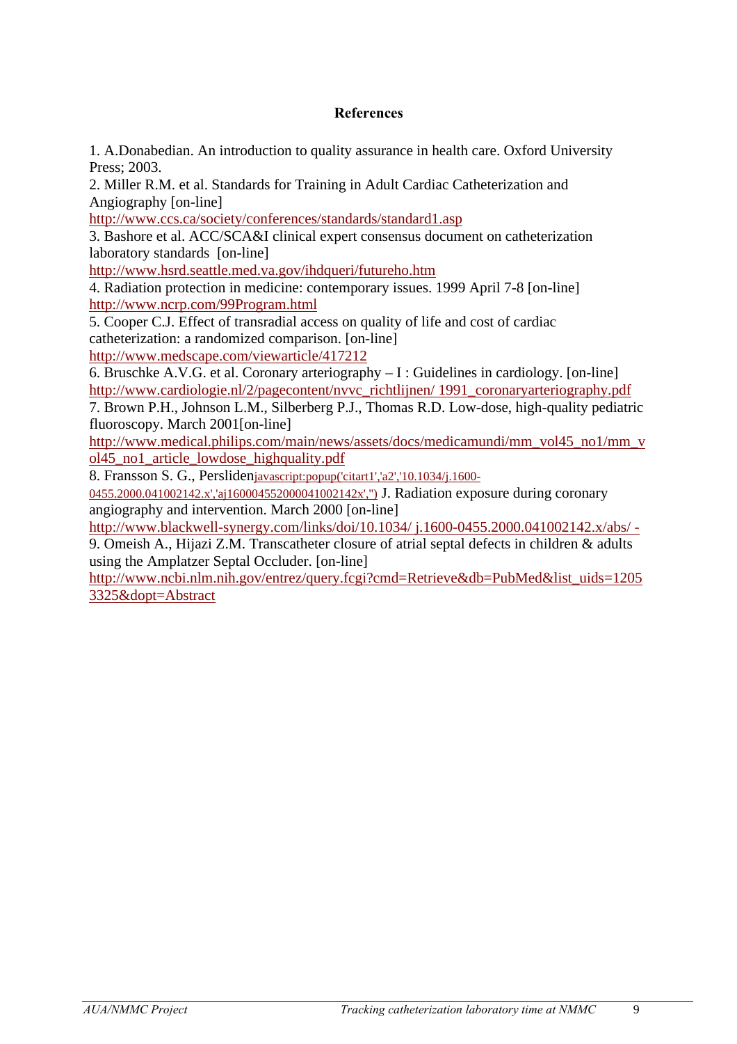**References**

1. A.Donabedian. An introduction to quality assurance in health care. Oxford University Press; 2003.
2. Miller R.M. et al. Standards for Training in Adult Cardiac Catheterization and Angiography [on-line]
http://www.ccs.ca/society/conferences/standards/standard1.asp
3. Bashore et al. ACC/SCA&I clinical expert consensus document on catheterization laboratory standards [on-line]
http://www.hsrd.seattle.med.va.gov/ihdqueri/futureho.htm
4. Radiation protection in medicine: contemporary issues. 1999 April 7-8 [on-line]
http://www.ncrp.com/99Program.html
5. Cooper C.J. Effect of transradial access on quality of life and cost of cardiac catheterization: a randomized comparison. [on-line]
http://www.medscape.com/viewarticle/417212
6. Bruschke A.V.G. et al. Coronary arteriography – I : Guidelines in cardiology. [on-line]
http://www.cardiologie.nl/2/pagecontent/nvvc_richtlijnen/ 1991_coronaryarteriography.pdf
7. Brown P.H., Johnson L.M., Silberberg P.J., Thomas R.D. Low-dose, high-quality pediatric fluoroscopy. March 2001[on-line]
http://www.medical.philips.com/main/news/assets/docs/medicamundi/mm_vol45_no1/mm_vol45_no1_article_lowdose_highquality.pdf
8. Fransson S. G., Perslidenjavascript:popup('citart1','a2','10.1034/j.1600-0455.2000.041002142.x','aj1600045520000041002142x','') J. Radiation exposure during coronary angiography and intervention. March 2000 [on-line]
http://www.blackwell-synergy.com/links/doi/10.1034/ j.1600-0455.2000.041002142.x/abs/ -
9. Omeish A., Hijazi Z.M. Transcatheter closure of atrial septal defects in children & adults using the Amplatzer Septal Occluder. [on-line]
http://www.ncbi.nlm.nih.gov/entrez/query.fcgi?cmd=Retrieve&db=PubMed&list_uids=12053325&dopt=Abstract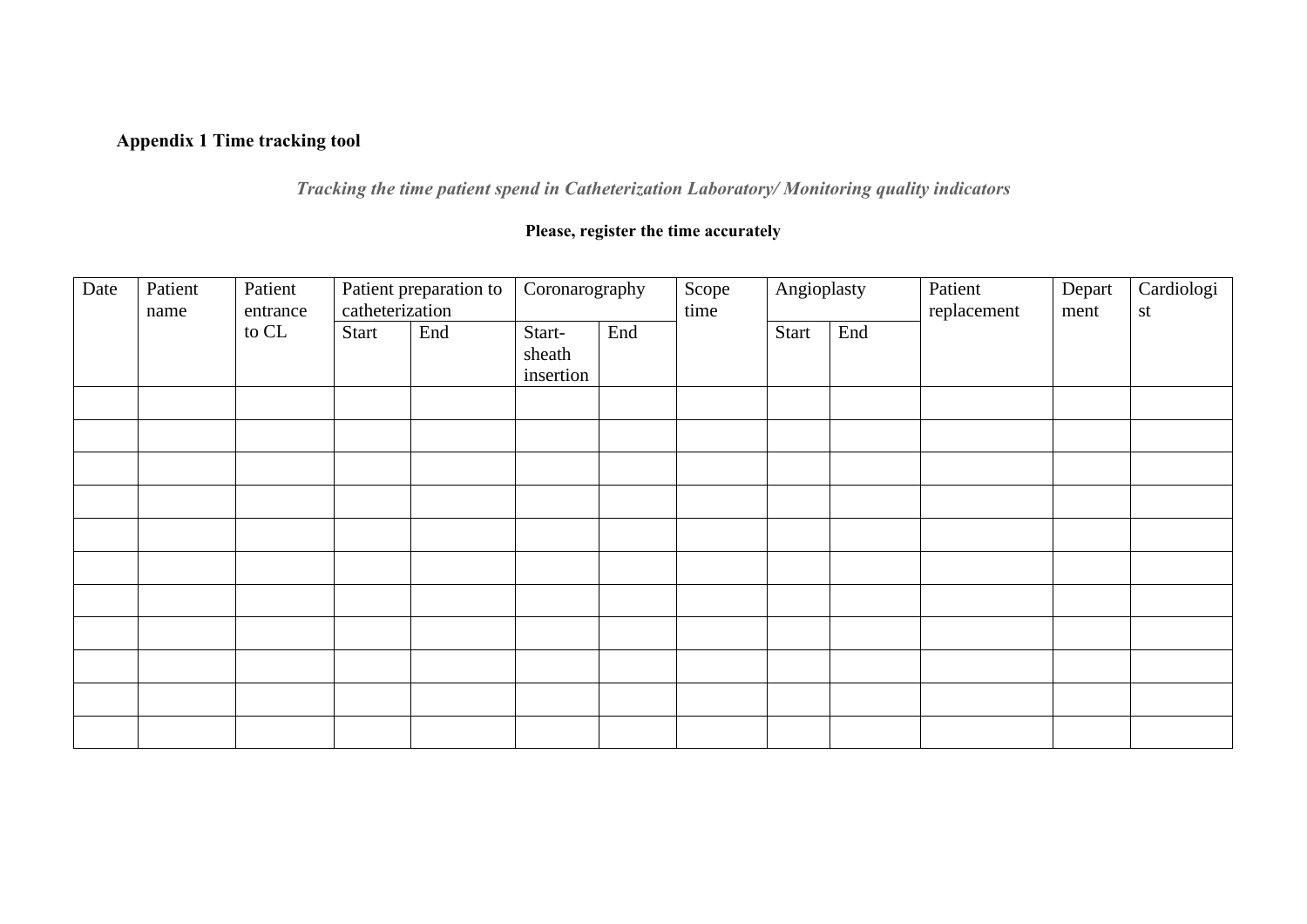**Appendix 1 Time tracking tool**

***Tracking the time patient spend in Catheterization Laboratory/ Monitoring quality indicators***

**Please, register the time accurately**

| Date | Patient name | Patient entrance to CL | Patient preparation to catheterization | | Coronarography | | Scope time | Angioplasty | | Patient replacement | Department | Cardiologist |
|---|---|---|---|---|---|---|---|---|---|---|---|---|
| | | | Start | End | Start-sheath insertion | End | | Start | End | | | |
| | | | | | | | | | | | | |
| | | | | | | | | | | | | |
| | | | | | | | | | | | | |
| | | | | | | | | | | | | |
| | | | | | | | | | | | | |
| | | | | | | | | | | | | |
| | | | | | | | | | | | | |
| | | | | | | | | | | | | |
| | | | | | | | | | | | | |
| | | | | | | | | | | | | |
| | | | | | | | | | | | | |